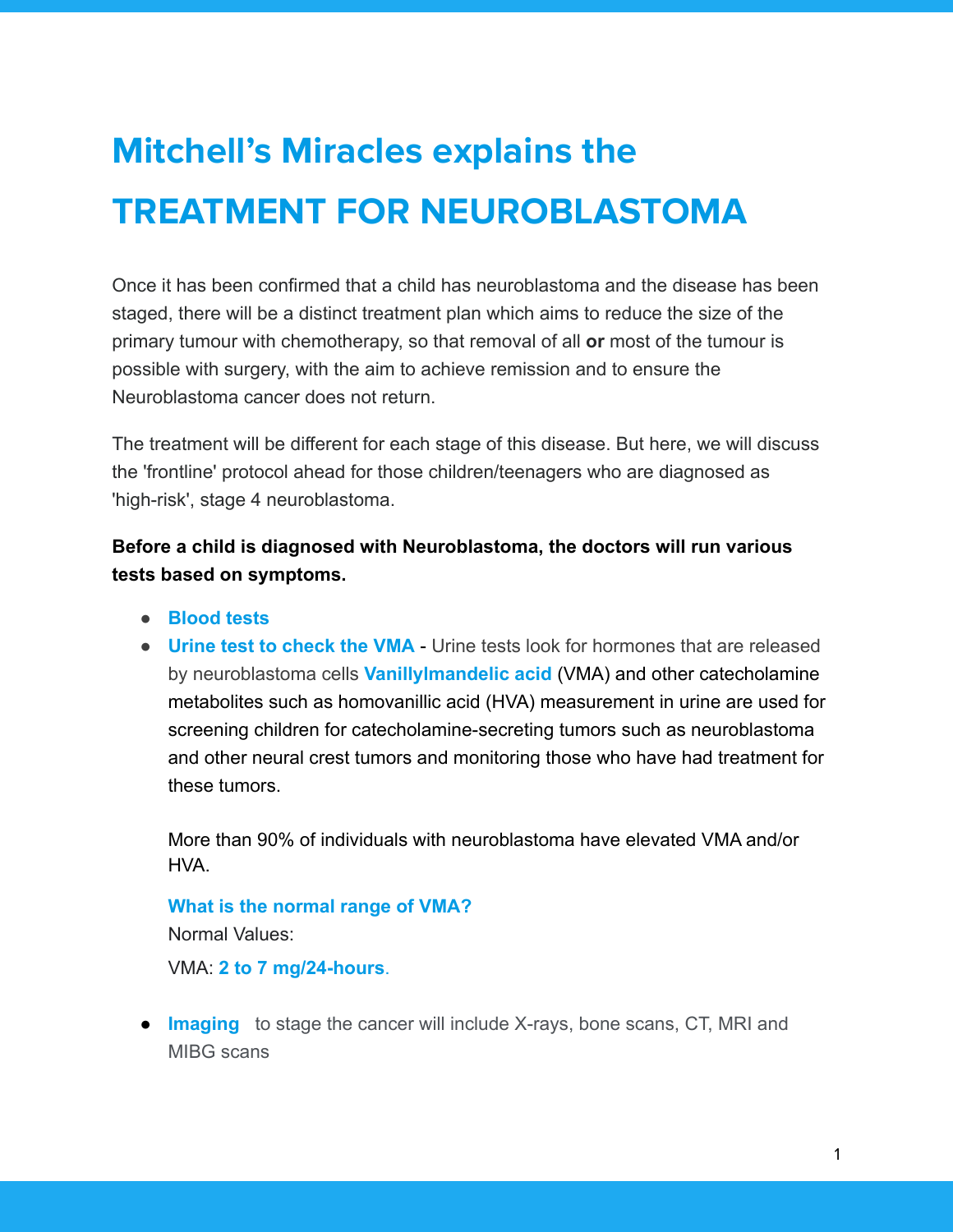# Mitchell's Miracles explains the

# TREATMENT FOR NEUROBLASTOMA

Once it has been confirmed that a child has neuroblastoma and the disease has been staged, there will be a distinct treatment plan which aims to reduce the size of the primary tumour with chemotherapy, so that removal of all **or** most of the tumour is possible with surgery, with the aim to achieve remission and to ensure the Neuroblastoma cancer does not return.

The treatment will be different for each stage of this disease. But here, we will discuss the 'frontline' protocol ahead for those children/teenagers who are diagnosed as 'high-risk', stage 4 neuroblastoma.

**Before a child is diagnosed with Neuroblastoma, the doctors will run various tests based on symptoms.**

- **Blood tests**
- **Urine test to check the VMA** - Urine tests look for hormones that are released by neuroblastoma cells **Vanillylmandelic acid** (VMA) and other catecholamine metabolites such as homovanillic acid (HVA) measurement in urine are used for screening children for catecholamine-secreting tumors such as neuroblastoma and other neural crest tumors and monitoring those who have had treatment for these tumors.

  More than 90% of individuals with neuroblastoma have elevated VMA and/or HVA.

  **What is the normal range of VMA?**

  Normal Values:

  VMA: **2 to 7 mg/24-hours**.

- **Imaging** to stage the cancer will include X-rays, bone scans, CT, MRI and MIBG scans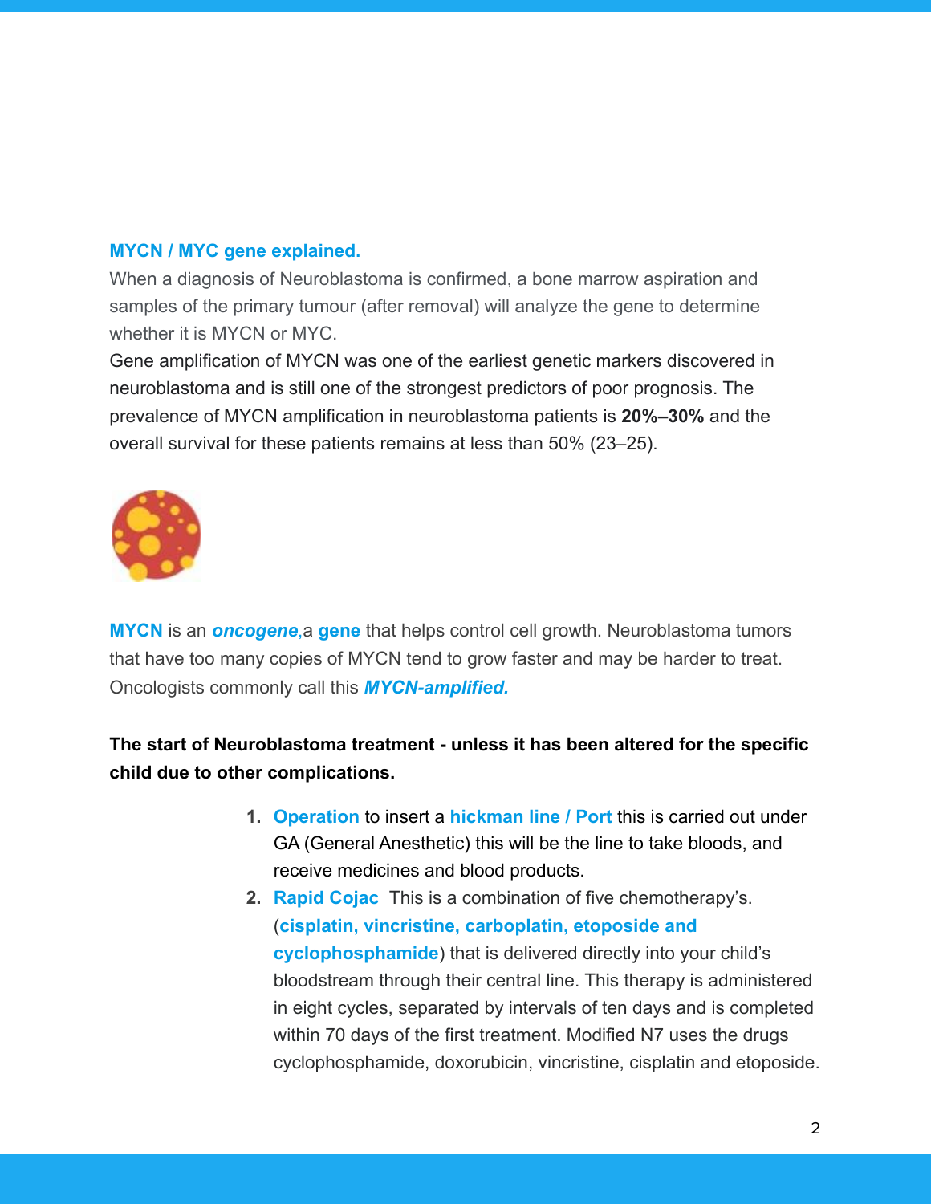### MYCN / MYC gene explained.

When a diagnosis of Neuroblastoma is confirmed, a bone marrow aspiration and samples of the primary tumour (after removal) will analyze the gene to determine whether it is MYCN or MYC.

Gene amplification of MYCN was one of the earliest genetic markers discovered in neuroblastoma and is still one of the strongest predictors of poor prognosis. The prevalence of MYCN amplification in neuroblastoma patients is **20%–30%** and the overall survival for these patients remains at less than 50% (23–25).

**MYCN** is an ***oncogene***,a **gene** that helps control cell growth. Neuroblastoma tumors that have too many copies of MYCN tend to grow faster and may be harder to treat. Oncologists commonly call this ***MYCN-amplified.***

**The start of Neuroblastoma treatment - unless it has been altered for the specific child due to other complications.**

1. **Operation** to insert a **hickman line / Port** this is carried out under GA (General Anesthetic) this will be the line to take bloods, and receive medicines and blood products.
2. **Rapid Cojac** This is a combination of five chemotherapy's. (**cisplatin, vincristine, carboplatin, etoposide and cyclophosphamide**) that is delivered directly into your child's bloodstream through their central line. This therapy is administered in eight cycles, separated by intervals of ten days and is completed within 70 days of the first treatment. Modified N7 uses the drugs cyclophosphamide, doxorubicin, vincristine, cisplatin and etoposide.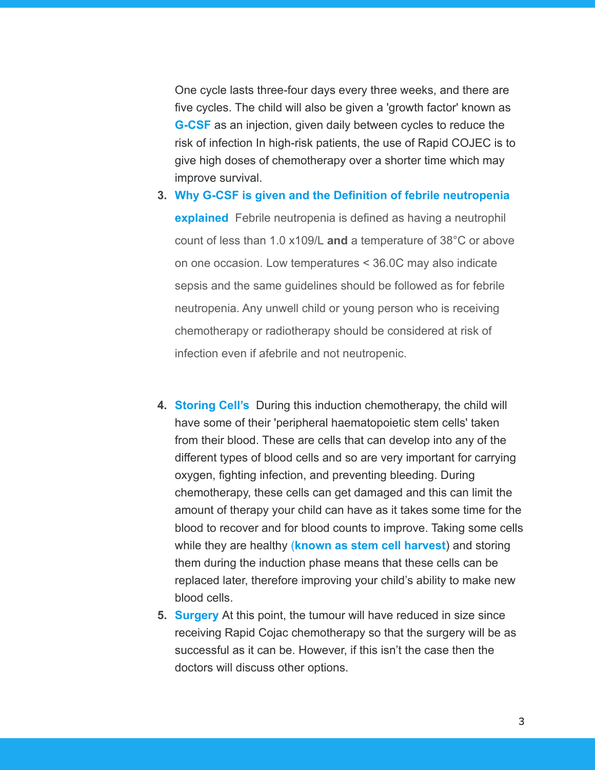One cycle lasts three-four days every three weeks, and there are five cycles. The child will also be given a 'growth factor' known as **G-CSF** as an injection, given daily between cycles to reduce the risk of infection In high-risk patients, the use of Rapid COJEC is to give high doses of chemotherapy over a shorter time which may improve survival.

3. **Why G-CSF is given and the Definition of febrile neutropenia explained** Febrile neutropenia is defined as having a neutrophil count of less than 1.0 x109/L **and** a temperature of 38°C or above on one occasion. Low temperatures < 36.0C may also indicate sepsis and the same guidelines should be followed as for febrile neutropenia. Any unwell child or young person who is receiving chemotherapy or radiotherapy should be considered at risk of infection even if afebrile and not neutropenic.

4. **Storing Cell's** During this induction chemotherapy, the child will have some of their 'peripheral haematopoietic stem cells' taken from their blood. These are cells that can develop into any of the different types of blood cells and so are very important for carrying oxygen, fighting infection, and preventing bleeding. During chemotherapy, these cells can get damaged and this can limit the amount of therapy your child can have as it takes some time for the blood to recover and for blood counts to improve. Taking some cells while they are healthy (**known as stem cell harvest**) and storing them during the induction phase means that these cells can be replaced later, therefore improving your child's ability to make new blood cells.
5. **Surgery** At this point, the tumour will have reduced in size since receiving Rapid Cojac chemotherapy so that the surgery will be as successful as it can be. However, if this isn't the case then the doctors will discuss other options.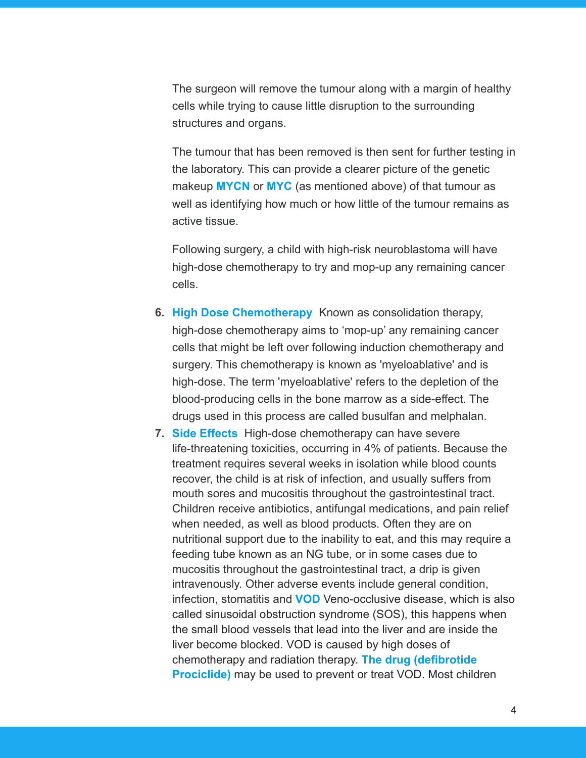The surgeon will remove the tumour along with a margin of healthy cells while trying to cause little disruption to the surrounding structures and organs.

The tumour that has been removed is then sent for further testing in the laboratory. This can provide a clearer picture of the genetic makeup **MYCN** or **MYC** (as mentioned above) of that tumour as well as identifying how much or how little of the tumour remains as active tissue.

Following surgery, a child with high-risk neuroblastoma will have high-dose chemotherapy to try and mop-up any remaining cancer cells.

6. **High Dose Chemotherapy** Known as consolidation therapy, high-dose chemotherapy aims to 'mop-up' any remaining cancer cells that might be left over following induction chemotherapy and surgery. This chemotherapy is known as 'myeloablative' and is high-dose. The term 'myeloablative' refers to the depletion of the blood-producing cells in the bone marrow as a side-effect. The drugs used in this process are called busulfan and melphalan.
7. **Side Effects** High-dose chemotherapy can have severe life-threatening toxicities, occurring in 4% of patients. Because the treatment requires several weeks in isolation while blood counts recover, the child is at risk of infection, and usually suffers from mouth sores and mucositis throughout the gastrointestinal tract. Children receive antibiotics, antifungal medications, and pain relief when needed, as well as blood products. Often they are on nutritional support due to the inability to eat, and this may require a feeding tube known as an NG tube, or in some cases due to mucositis throughout the gastrointestinal tract, a drip is given intravenously. Other adverse events include general condition, infection, stomatitis and **VOD** Veno-occlusive disease, which is also called sinusoidal obstruction syndrome (SOS), this happens when the small blood vessels that lead into the liver and are inside the liver become blocked. VOD is caused by high doses of chemotherapy and radiation therapy. **The drug (defibrotide Prociclide)** may be used to prevent or treat VOD. Most children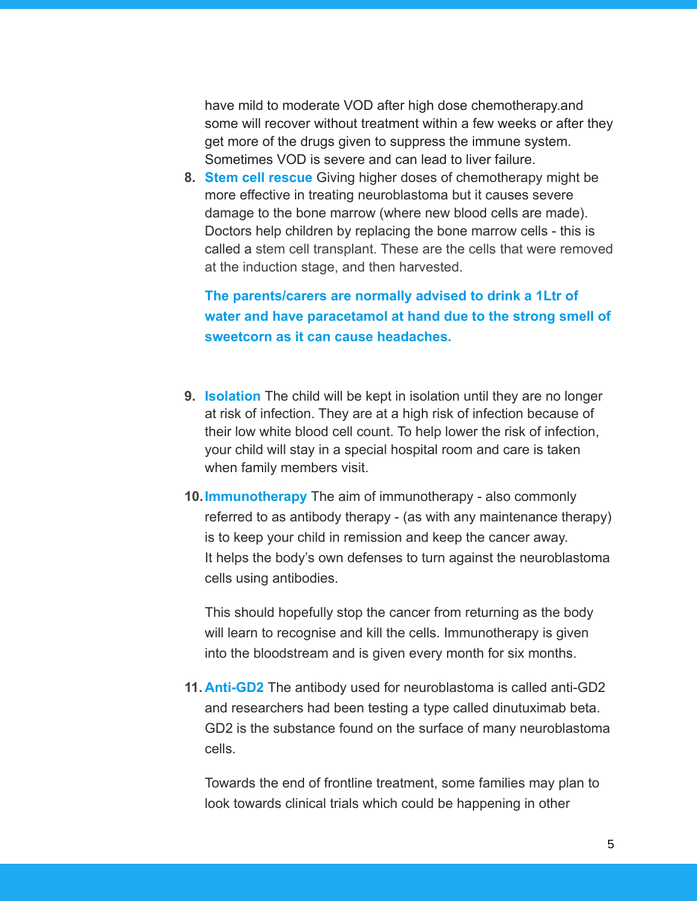have mild to moderate VOD after high dose chemotherapy.and some will recover without treatment within a few weeks or after they get more of the drugs given to suppress the immune system. Sometimes VOD is severe and can lead to liver failure.

8. **Stem cell rescue** Giving higher doses of chemotherapy might be more effective in treating neuroblastoma but it causes severe damage to the bone marrow (where new blood cells are made). Doctors help children by replacing the bone marrow cells - this is called a stem cell transplant. These are the cells that were removed at the induction stage, and then harvested.

   **The parents/carers are normally advised to drink a 1Ltr of water and have paracetamol at hand due to the strong smell of sweetcorn as it can cause headaches.**

9. **Isolation** The child will be kept in isolation until they are no longer at risk of infection. They are at a high risk of infection because of their low white blood cell count. To help lower the risk of infection, your child will stay in a special hospital room and care is taken when family members visit.

10. **Immunotherapy** The aim of immunotherapy - also commonly referred to as antibody therapy - (as with any maintenance therapy) is to keep your child in remission and keep the cancer away. It helps the body's own defenses to turn against the neuroblastoma cells using antibodies.

    This should hopefully stop the cancer from returning as the body will learn to recognise and kill the cells. Immunotherapy is given into the bloodstream and is given every month for six months.

11. **Anti-GD2** The antibody used for neuroblastoma is called anti-GD2 and researchers had been testing a type called dinutuximab beta. GD2 is the substance found on the surface of many neuroblastoma cells.

    Towards the end of frontline treatment, some families may plan to look towards clinical trials which could be happening in other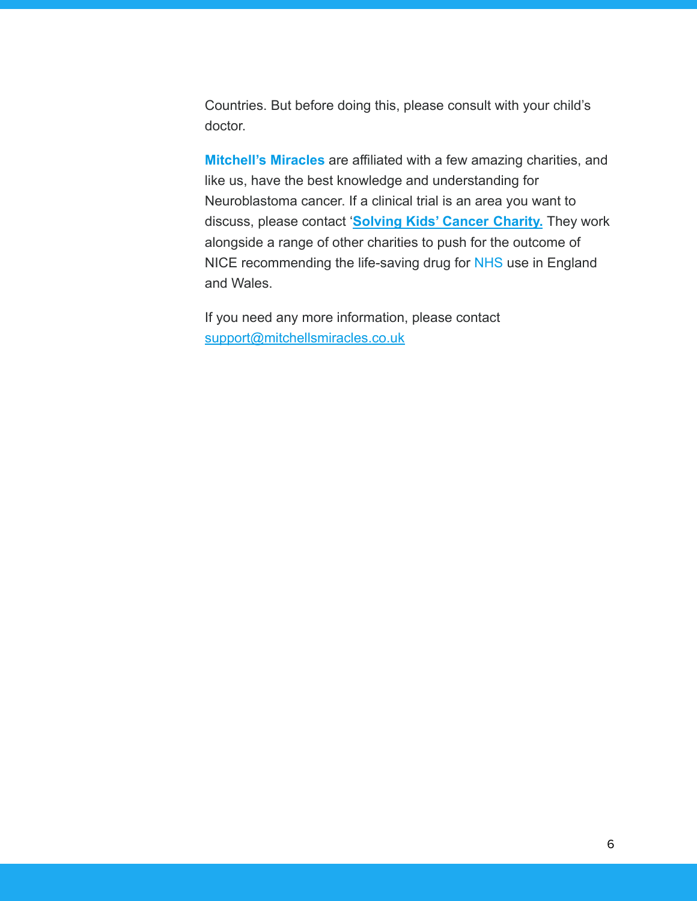Countries. But before doing this, please consult with your child's doctor.

**Mitchell's Miracles** are affiliated with a few amazing charities, and like us, have the best knowledge and understanding for Neuroblastoma cancer. If a clinical trial is an area you want to discuss, please contact '**Solving Kids' Cancer Charity.** They work alongside a range of other charities to push for the outcome of NICE recommending the life-saving drug for NHS use in England and Wales.

If you need any more information, please contact support@mitchellsmiracles.co.uk